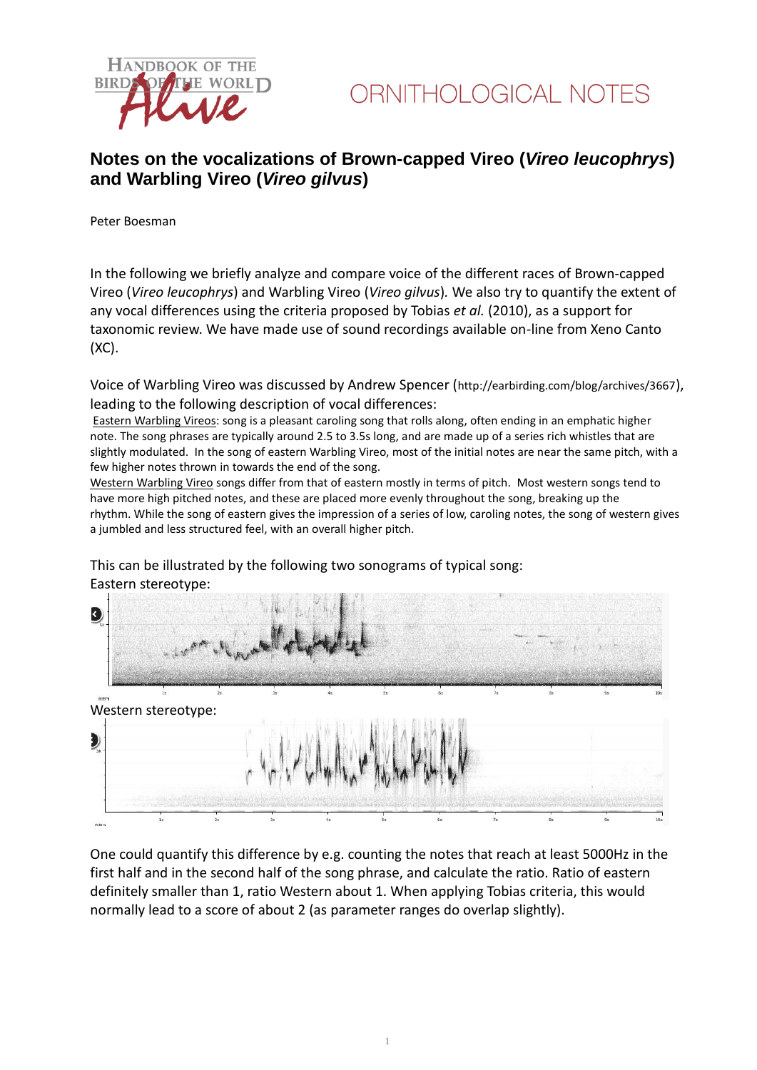ORNITHOLOGICAL NOTES

# Notes on the vocalizations of Brown-capped Vireo (*Vireo leucophrys*) and Warbling Vireo (*Vireo gilvus*)

Peter Boesman

In the following we briefly analyze and compare voice of the different races of Brown-capped Vireo (*Vireo leucophrys*) and Warbling Vireo (*Vireo gilvus*). We also try to quantify the extent of any vocal differences using the criteria proposed by Tobias *et al.* (2010), as a support for taxonomic review. We have made use of sound recordings available on-line from Xeno Canto (XC).

Voice of Warbling Vireo was discussed by Andrew Spencer (http://earbirding.com/blog/archives/3667), leading to the following description of vocal differences:

Eastern Warbling Vireos: song is a pleasant caroling song that rolls along, often ending in an emphatic higher note. The song phrases are typically around 2.5 to 3.5s long, and are made up of a series rich whistles that are slightly modulated. In the song of eastern Warbling Vireo, most of the initial notes are near the same pitch, with a few higher notes thrown in towards the end of the song.

Western Warbling Vireo songs differ from that of eastern mostly in terms of pitch. Most western songs tend to have more high pitched notes, and these are placed more evenly throughout the song, breaking up the rhythm. While the song of eastern gives the impression of a series of low, caroling notes, the song of western gives a jumbled and less structured feel, with an overall higher pitch.

This can be illustrated by the following two sonograms of typical song:

Eastern stereotype:

Western stereotype:

One could quantify this difference by e.g. counting the notes that reach at least 5000Hz in the first half and in the second half of the song phrase, and calculate the ratio. Ratio of eastern definitely smaller than 1, ratio Western about 1. When applying Tobias criteria, this would normally lead to a score of about 2 (as parameter ranges do overlap slightly).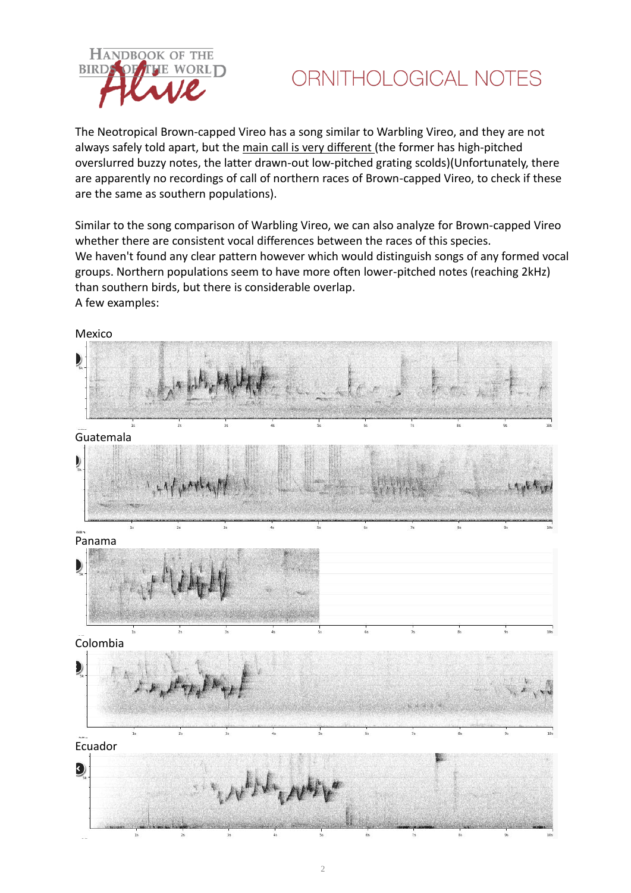The Neotropical Brown-capped Vireo has a song similar to Warbling Vireo, and they are not always safely told apart, but the main call is very different (the former has high-pitched overslurred buzzy notes, the latter drawn-out low-pitched grating scolds)(Unfortunately, there are apparently no recordings of call of northern races of Brown-capped Vireo, to check if these are the same as southern populations).

Similar to the song comparison of Warbling Vireo, we can also analyze for Brown-capped Vireo whether there are consistent vocal differences between the races of this species.
We haven't found any clear pattern however which would distinguish songs of any formed vocal groups. Northern populations seem to have more often lower-pitched notes (reaching 2kHz) than southern birds, but there is considerable overlap.
A few examples:

Mexico

Guatemala

Panama

Colombia

Ecuador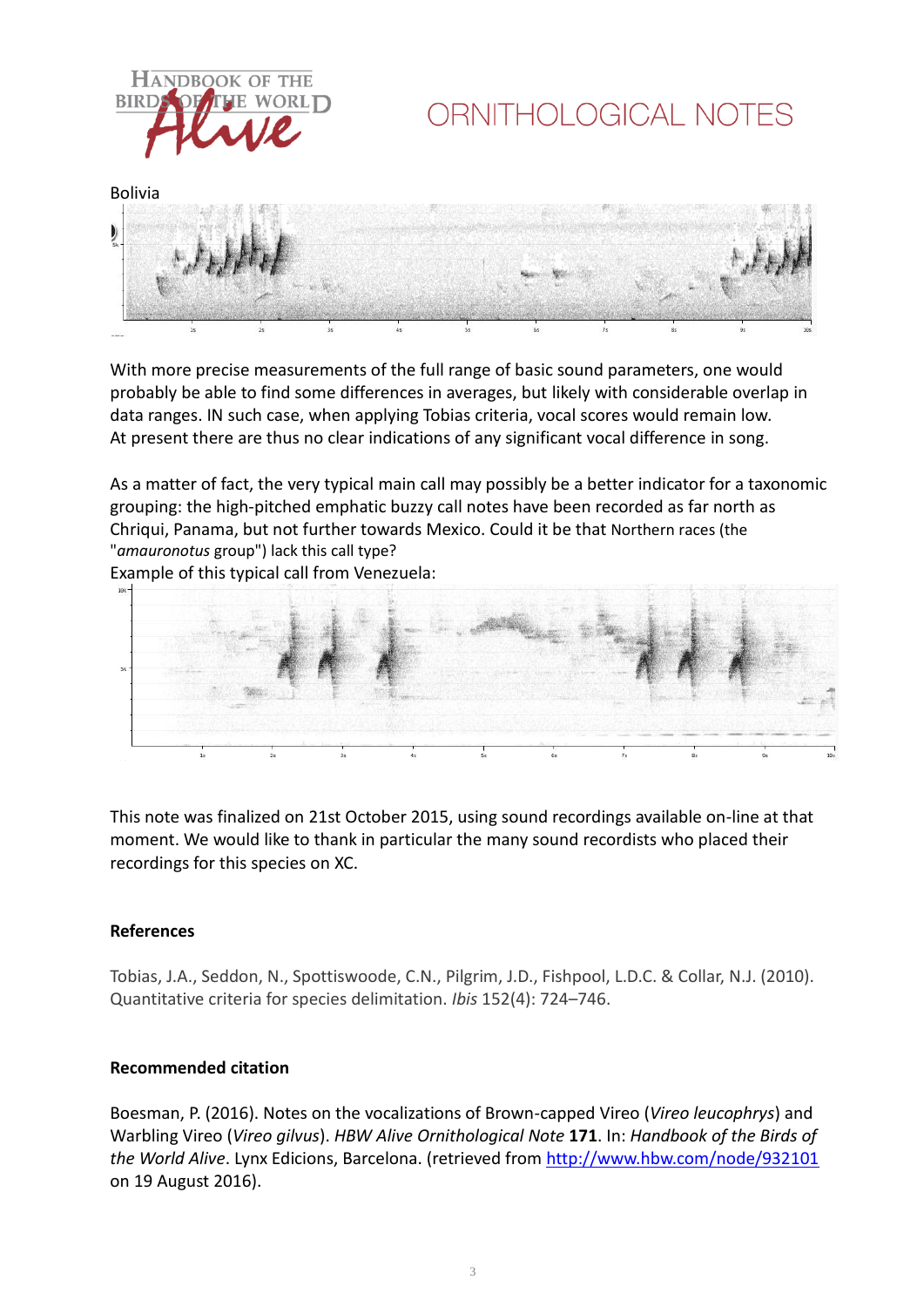Bolivia

With more precise measurements of the full range of basic sound parameters, one would probably be able to find some differences in averages, but likely with considerable overlap in data ranges. IN such case, when applying Tobias criteria, vocal scores would remain low. At present there are thus no clear indications of any significant vocal difference in song.

As a matter of fact, the very typical main call may possibly be a better indicator for a taxonomic grouping: the high-pitched emphatic buzzy call notes have been recorded as far north as Chriqui, Panama, but not further towards Mexico. Could it be that Northern races (the "*amauronotus* group") lack this call type?

Example of this typical call from Venezuela:

This note was finalized on 21st October 2015, using sound recordings available on-line at that moment. We would like to thank in particular the many sound recordists who placed their recordings for this species on XC.

## References

Tobias, J.A., Seddon, N., Spottiswoode, C.N., Pilgrim, J.D., Fishpool, L.D.C. & Collar, N.J. (2010). Quantitative criteria for species delimitation. *Ibis* 152(4): 724–746.

## Recommended citation

Boesman, P. (2016). Notes on the vocalizations of Brown-capped Vireo (*Vireo leucophrys*) and Warbling Vireo (*Vireo gilvus*). *HBW Alive Ornithological Note* **171**. In: *Handbook of the Birds of the World Alive*. Lynx Edicions, Barcelona. (retrieved from http://www.hbw.com/node/932101 on 19 August 2016).